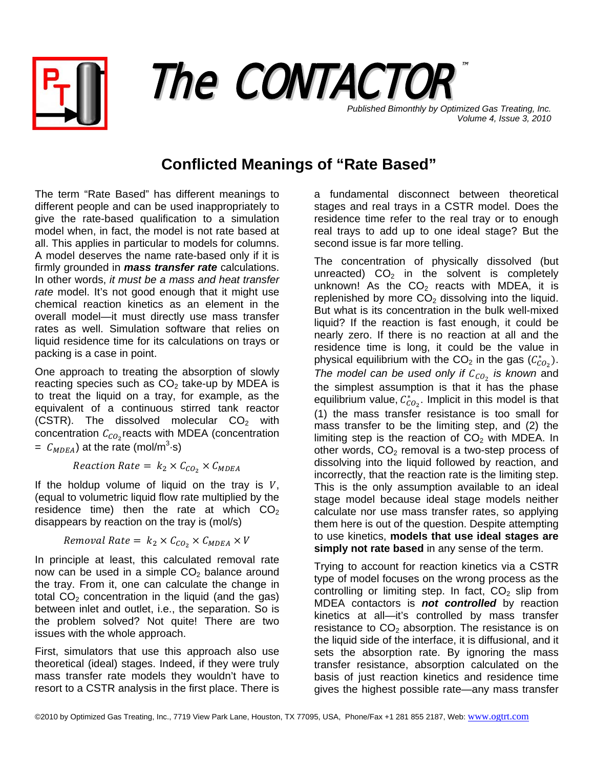# The CONTACTOR™

*Published Bimonthly by Optimized Gas Treating, Inc.*
*Volume 4, Issue 3, 2010*

## Conflicted Meanings of "Rate Based"

The term "Rate Based" has different meanings to different people and can be used inappropriately to give the rate-based qualification to a simulation model when, in fact, the model is not rate based at all. This applies in particular to models for columns. A model deserves the name rate-based only if it is firmly grounded in ***mass transfer rate*** calculations. In other words, *it must be a mass and heat transfer rate* model. It's not good enough that it might use chemical reaction kinetics as an element in the overall model—it must directly use mass transfer rates as well. Simulation software that relies on liquid residence time for its calculations on trays or packing is a case in point.

One approach to treating the absorption of slowly reacting species such as $CO_2$ take-up by MDEA is to treat the liquid on a tray, for example, as the equivalent of a continuous stirred tank reactor (CSTR). The dissolved molecular $CO_2$ with concentration $C_{CO_2}$ reacts with MDEA (concentration $= C_{MDEA}$) at the rate (mol/m$^3$·s)

$$Reaction\ Rate = k_2 \times C_{CO_2} \times C_{MDEA}$$

If the holdup volume of liquid on the tray is $V$, (equal to volumetric liquid flow rate multiplied by the residence time) then the rate at which $CO_2$ disappears by reaction on the tray is (mol/s)

$$Removal\ Rate = k_2 \times C_{CO_2} \times C_{MDEA} \times V$$

In principle at least, this calculated removal rate now can be used in a simple $CO_2$ balance around the tray. From it, one can calculate the change in total $CO_2$ concentration in the liquid (and the gas) between inlet and outlet, i.e., the separation. So is the problem solved? Not quite! There are two issues with the whole approach.

First, simulators that use this approach also use theoretical (ideal) stages. Indeed, if they were truly mass transfer rate models they wouldn't have to resort to a CSTR analysis in the first place. There is a fundamental disconnect between theoretical stages and real trays in a CSTR model. Does the residence time refer to the real tray or to enough real trays to add up to one ideal stage? But the second issue is far more telling.

The concentration of physically dissolved (but unreacted) $CO_2$ in the solvent is completely unknown! As the $CO_2$ reacts with MDEA, it is replenished by more $CO_2$ dissolving into the liquid. But what is its concentration in the bulk well-mixed liquid? If the reaction is fast enough, it could be nearly zero. If there is no reaction at all and the residence time is long, it could be the value in physical equilibrium with the $CO_2$ in the gas ($C^*_{CO_2}$). *The model can be used only if $C_{CO_2}$ is known* and the simplest assumption is that it has the phase equilibrium value, $C^*_{CO_2}$. Implicit in this model is that (1) the mass transfer resistance is too small for mass transfer to be the limiting step, and (2) the limiting step is the reaction of $CO_2$ with MDEA. In other words, $CO_2$ removal is a two-step process of dissolving into the liquid followed by reaction, and incorrectly, that the reaction rate is the limiting step. This is the only assumption available to an ideal stage model because ideal stage models neither calculate nor use mass transfer rates, so applying them here is out of the question. Despite attempting to use kinetics, **models that use ideal stages are simply not rate based** in any sense of the term.

Trying to account for reaction kinetics via a CSTR type of model focuses on the wrong process as the controlling or limiting step. In fact, $CO_2$ slip from MDEA contactors is ***not controlled*** by reaction kinetics at all—it's controlled by mass transfer resistance to $CO_2$ absorption. The resistance is on the liquid side of the interface, it is diffusional, and it sets the absorption rate. By ignoring the mass transfer resistance, absorption calculated on the basis of just reaction kinetics and residence time gives the highest possible rate—any mass transfer

©2010 by Optimized Gas Treating, Inc., 7719 View Park Lane, Houston, TX 77095, USA, Phone/Fax +1 281 855 2187, Web: www.ogtrt.com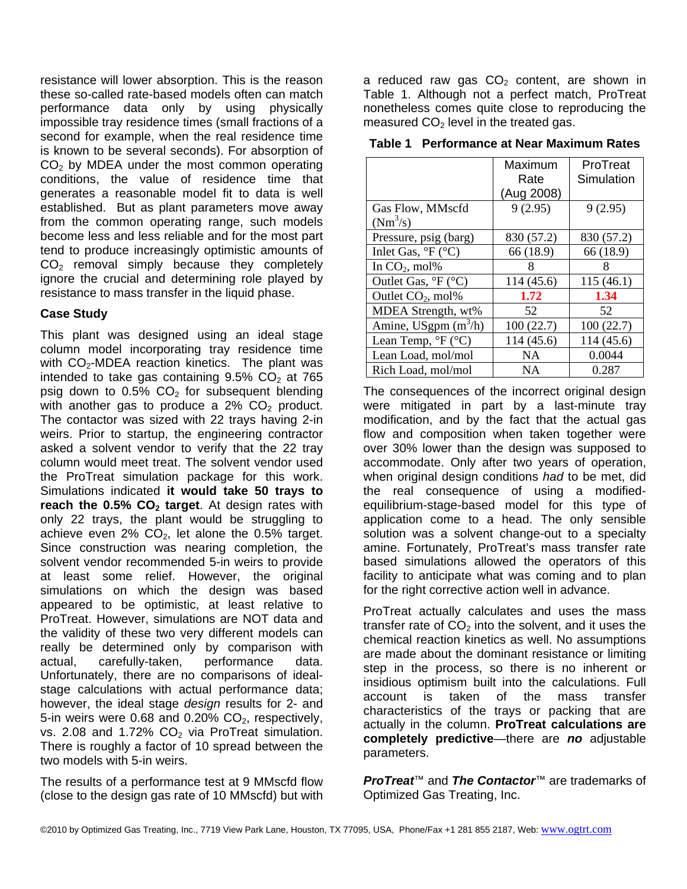resistance will lower absorption. This is the reason these so-called rate-based models often can match performance data only by using physically impossible tray residence times (small fractions of a second for example, when the real residence time is known to be several seconds). For absorption of $CO_2$ by MDEA under the most common operating conditions, the value of residence time that generates a reasonable model fit to data is well established. But as plant parameters move away from the common operating range, such models become less and less reliable and for the most part tend to produce increasingly optimistic amounts of $CO_2$ removal simply because they completely ignore the crucial and determining role played by resistance to mass transfer in the liquid phase.

### Case Study

This plant was designed using an ideal stage column model incorporating tray residence time with $CO_2$-MDEA reaction kinetics. The plant was intended to take gas containing 9.5% $CO_2$ at 765 psig down to 0.5% $CO_2$ for subsequent blending with another gas to produce a 2% $CO_2$ product. The contactor was sized with 22 trays having 2-in weirs. Prior to startup, the engineering contractor asked a solvent vendor to verify that the 22 tray column would meet treat. The solvent vendor used the ProTreat simulation package for this work. Simulations indicated **it would take 50 trays to reach the 0.5% $CO_2$ target**. At design rates with only 22 trays, the plant would be struggling to achieve even 2% $CO_2$, let alone the 0.5% target. Since construction was nearing completion, the solvent vendor recommended 5-in weirs to provide at least some relief. However, the original simulations on which the design was based appeared to be optimistic, at least relative to ProTreat. However, simulations are NOT data and the validity of these two very different models can really be determined only by comparison with actual, carefully-taken, performance data. Unfortunately, there are no comparisons of ideal-stage calculations with actual performance data; however, the ideal stage *design* results for 2- and 5-in weirs were 0.68 and 0.20% $CO_2$, respectively, vs. 2.08 and 1.72% $CO_2$ via ProTreat simulation. There is roughly a factor of 10 spread between the two models with 5-in weirs.

The results of a performance test at 9 MMscfd flow (close to the design gas rate of 10 MMscfd) but with a reduced raw gas $CO_2$ content, are shown in Table 1. Although not a perfect match, ProTreat nonetheless comes quite close to reproducing the measured $CO_2$ level in the treated gas.

**Table 1 Performance at Near Maximum Rates**

| | Maximum Rate (Aug 2008) | ProTreat Simulation |
|---|---|---|
| Gas Flow, MMscfd ($Nm^3/s$) | 9 (2.95) | 9 (2.95) |
| Pressure, psig (barg) | 830 (57.2) | 830 (57.2) |
| Inlet Gas, °F (°C) | 66 (18.9) | 66 (18.9) |
| In $CO_2$, mol% | 8 | 8 |
| Outlet Gas, °F (°C) | 114 (45.6) | 115 (46.1) |
| Outlet $CO_2$, mol% | **1.72** | **1.34** |
| MDEA Strength, wt% | 52 | 52 |
| Amine, USgpm ($m^3/h$) | 100 (22.7) | 100 (22.7) |
| Lean Temp, °F (°C) | 114 (45.6) | 114 (45.6) |
| Lean Load, mol/mol | NA | 0.0044 |
| Rich Load, mol/mol | NA | 0.287 |

The consequences of the incorrect original design were mitigated in part by a last-minute tray modification, and by the fact that the actual gas flow and composition when taken together were over 30% lower than the design was supposed to accommodate. Only after two years of operation, when original design conditions *had* to be met, did the real consequence of using a modified-equilibrium-stage-based model for this type of application come to a head. The only sensible solution was a solvent change-out to a specialty amine. Fortunately, ProTreat's mass transfer rate based simulations allowed the operators of this facility to anticipate what was coming and to plan for the right corrective action well in advance.

ProTreat actually calculates and uses the mass transfer rate of $CO_2$ into the solvent, and it uses the chemical reaction kinetics as well. No assumptions are made about the dominant resistance or limiting step in the process, so there is no inherent or insidious optimism built into the calculations. Full account is taken of the mass transfer characteristics of the trays or packing that are actually in the column. **ProTreat calculations are completely predictive**—there are ***no*** adjustable parameters.

***ProTreat***™ and ***The Contactor***™ are trademarks of Optimized Gas Treating, Inc.

©2010 by Optimized Gas Treating, Inc., 7719 View Park Lane, Houston, TX 77095, USA, Phone/Fax +1 281 855 2187, Web: www.ogtrt.com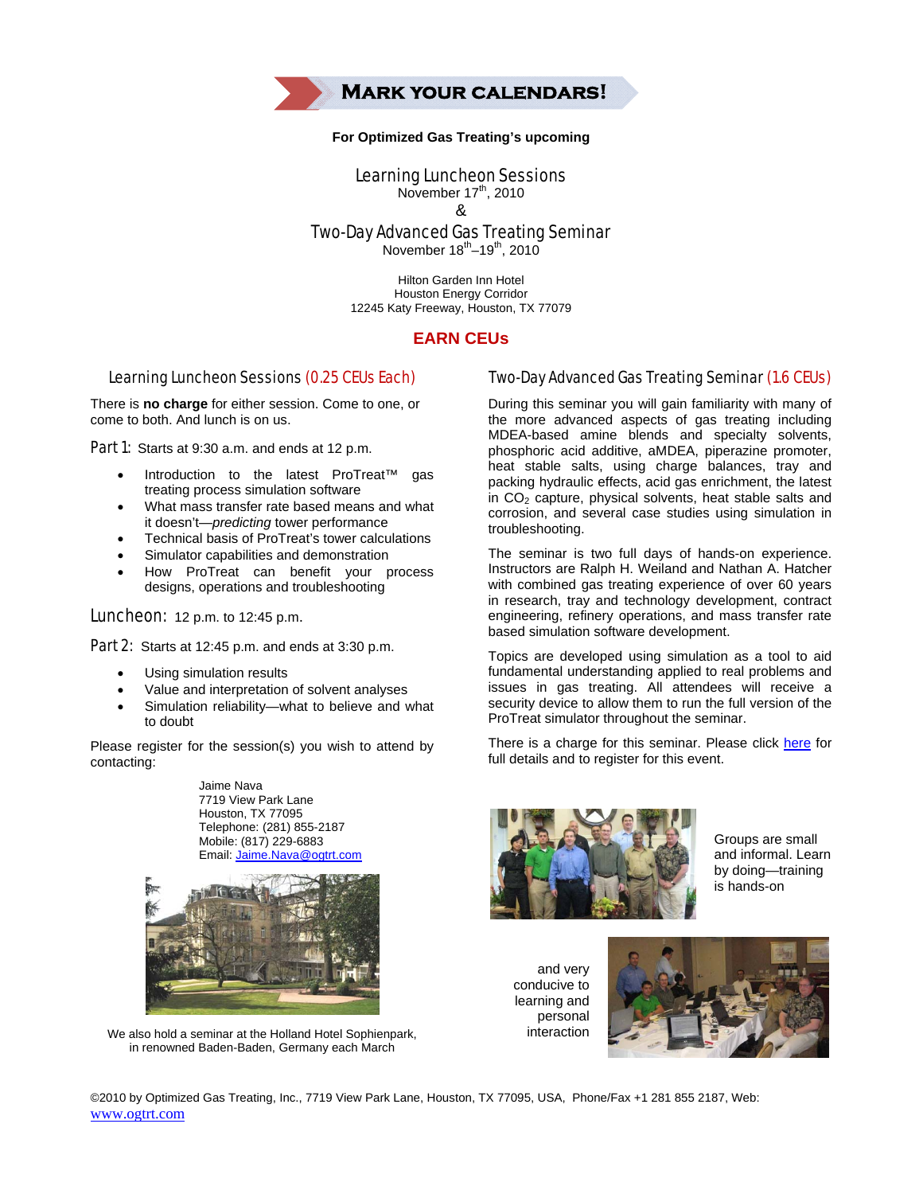# MARK YOUR CALENDARS!

**For Optimized Gas Treating's upcoming**

## Learning Luncheon Sessions
November 17th, 2010

&

## Two-Day Advanced Gas Treating Seminar
November 18th–19th, 2010

Hilton Garden Inn Hotel
Houston Energy Corridor
12245 Katy Freeway, Houston, TX 77079

**EARN CEUs**

### Learning Luncheon Sessions (0.25 CEUs Each)

There is **no charge** for either session. Come to one, or come to both. And lunch is on us.

**Part 1:** Starts at 9:30 a.m. and ends at 12 p.m.

- Introduction to the latest ProTreat™ gas treating process simulation software
- What mass transfer rate based means and what it doesn't—*predicting* tower performance
- Technical basis of ProTreat's tower calculations
- Simulator capabilities and demonstration
- How ProTreat can benefit your process designs, operations and troubleshooting

**Luncheon:** 12 p.m. to 12:45 p.m.

**Part 2:** Starts at 12:45 p.m. and ends at 3:30 p.m.

- Using simulation results
- Value and interpretation of solvent analyses
- Simulation reliability—what to believe and what to doubt

Please register for the session(s) you wish to attend by contacting:

Jaime Nava
7719 View Park Lane
Houston, TX 77095
Telephone: (281) 855-2187
Mobile: (817) 229-6883
Email: Jaime.Nava@ogtrt.com

We also hold a seminar at the Holland Hotel Sophienpark, in renowned Baden-Baden, Germany each March

### Two-Day Advanced Gas Treating Seminar (1.6 CEUs)

During this seminar you will gain familiarity with many of the more advanced aspects of gas treating including MDEA-based amine blends and specialty solvents, phosphoric acid additive, aMDEA, piperazine promoter, heat stable salts, using charge balances, tray and packing hydraulic effects, acid gas enrichment, the latest in $CO_2$ capture, physical solvents, heat stable salts and corrosion, and several case studies using simulation in troubleshooting.

The seminar is two full days of hands-on experience. Instructors are Ralph H. Weiland and Nathan A. Hatcher with combined gas treating experience of over 60 years in research, tray and technology development, contract engineering, refinery operations, and mass transfer rate based simulation software development.

Topics are developed using simulation as a tool to aid fundamental understanding applied to real problems and issues in gas treating. All attendees will receive a security device to allow them to run the full version of the ProTreat simulator throughout the seminar.

There is a charge for this seminar. Please click here for full details and to register for this event.

Groups are small and informal. Learn by doing—training is hands-on

and very conducive to learning and personal interaction

©2010 by Optimized Gas Treating, Inc., 7719 View Park Lane, Houston, TX 77095, USA, Phone/Fax +1 281 855 2187, Web: www.ogtrt.com